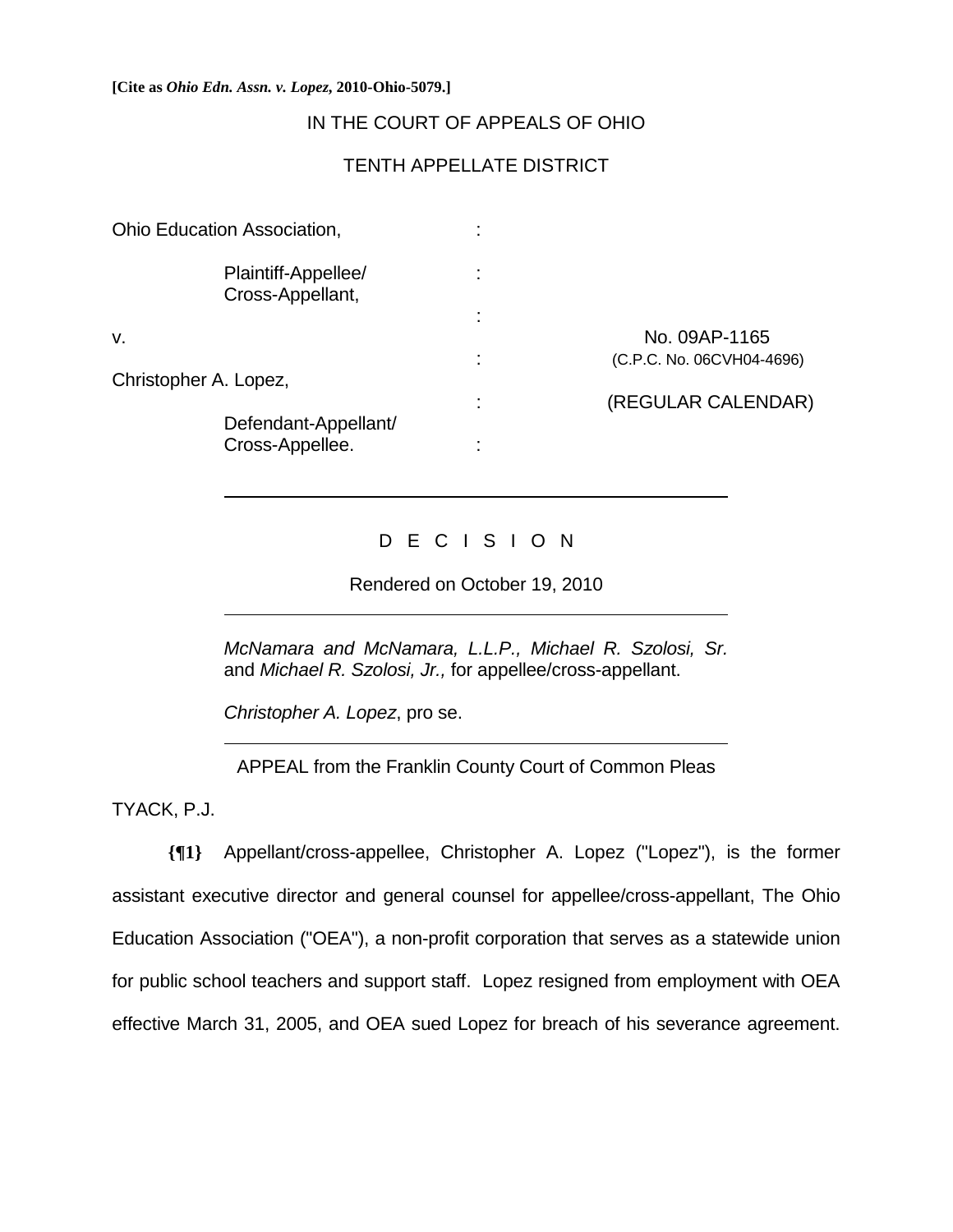**[Cite as *Ohio Edn. Assn. v. Lopez*, 2010-Ohio-5079.]**

IN THE COURT OF APPEALS OF OHIO

TENTH APPELLATE DISTRICT

| | | |
|---|---|---|
| Ohio Education Association, | : | |
| Plaintiff-Appellee/ Cross-Appellant, | : | |
| | : | |
| v. | : | No. 09AP-1165 (C.P.C. No. 06CVH04-4696) |
| Christopher A. Lopez, | : | (REGULAR CALENDAR) |
| Defendant-Appellant/ Cross-Appellee. | : | |

D E C I S I O N

Rendered on October 19, 2010

*McNamara and McNamara, L.L.P., Michael R. Szolosi, Sr.* and *Michael R. Szolosi, Jr.,* for appellee/cross-appellant.

*Christopher A. Lopez*, pro se.

APPEAL from the Franklin County Court of Common Pleas

TYACK, P.J.

**{¶1}** Appellant/cross-appellee, Christopher A. Lopez ("Lopez"), is the former assistant executive director and general counsel for appellee/cross-appellant, The Ohio Education Association ("OEA"), a non-profit corporation that serves as a statewide union for public school teachers and support staff. Lopez resigned from employment with OEA effective March 31, 2005, and OEA sued Lopez for breach of his severance agreement.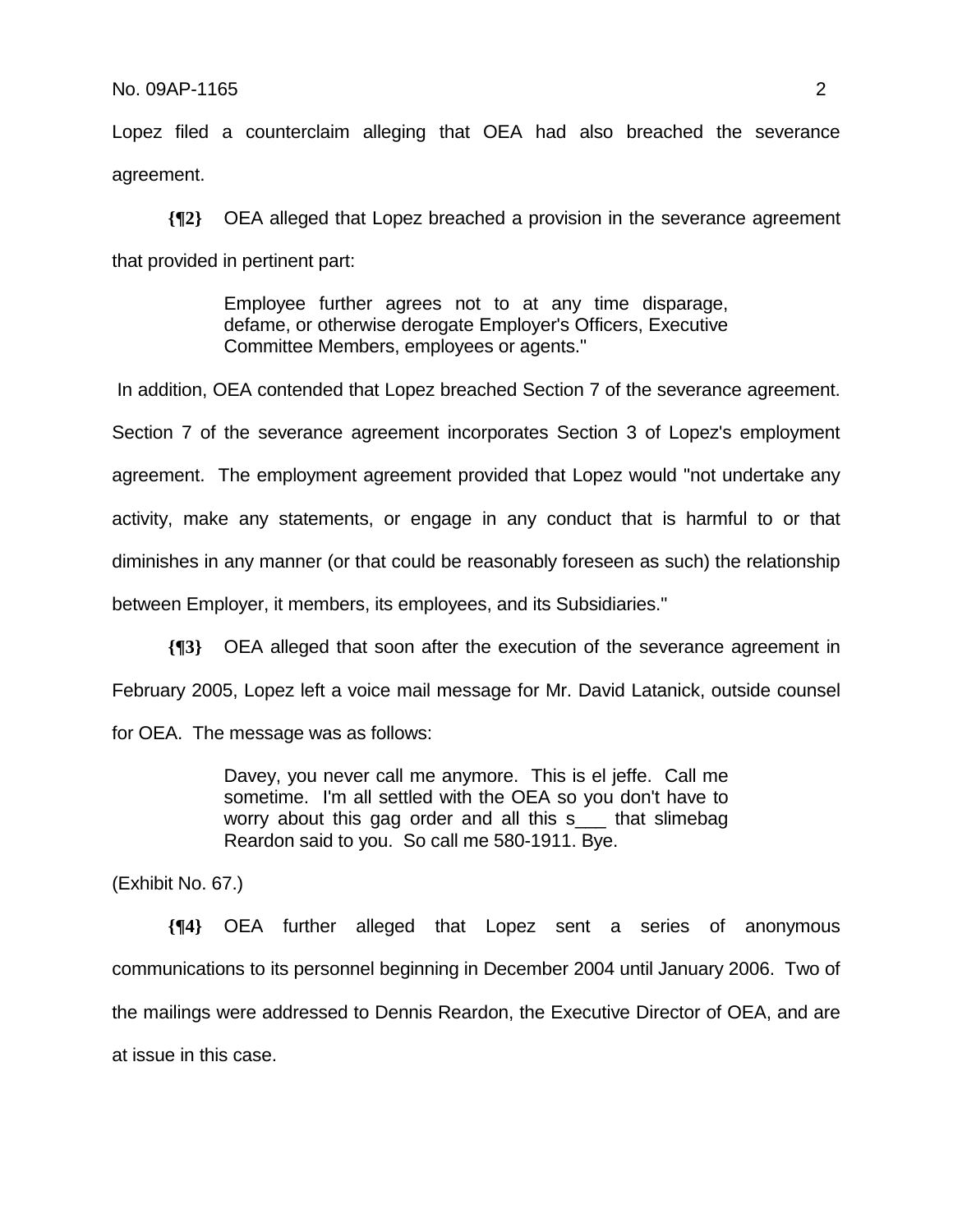Lopez filed a counterclaim alleging that OEA had also breached the severance agreement.

**{¶2}** OEA alleged that Lopez breached a provision in the severance agreement that provided in pertinent part:

> Employee further agrees not to at any time disparage, defame, or otherwise derogate Employer's Officers, Executive Committee Members, employees or agents."

In addition, OEA contended that Lopez breached Section 7 of the severance agreement. Section 7 of the severance agreement incorporates Section 3 of Lopez's employment agreement. The employment agreement provided that Lopez would "not undertake any activity, make any statements, or engage in any conduct that is harmful to or that diminishes in any manner (or that could be reasonably foreseen as such) the relationship between Employer, it members, its employees, and its Subsidiaries."

**{¶3}** OEA alleged that soon after the execution of the severance agreement in February 2005, Lopez left a voice mail message for Mr. David Latanick, outside counsel for OEA. The message was as follows:

> Davey, you never call me anymore. This is el jeffe. Call me sometime. I'm all settled with the OEA so you don't have to worry about this gag order and all this s___ that slimebag Reardon said to you. So call me 580-1911. Bye.

(Exhibit No. 67.)

**{¶4}** OEA further alleged that Lopez sent a series of anonymous communications to its personnel beginning in December 2004 until January 2006. Two of the mailings were addressed to Dennis Reardon, the Executive Director of OEA, and are at issue in this case.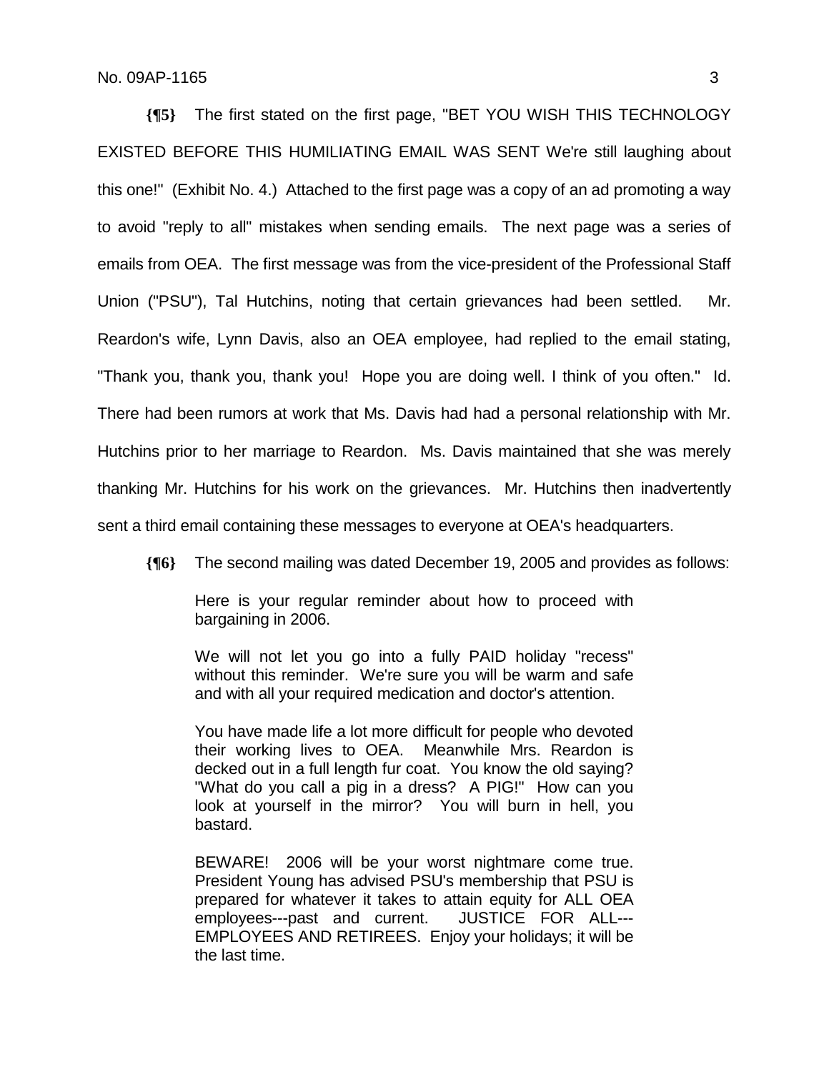**{¶5}** The first stated on the first page, "BET YOU WISH THIS TECHNOLOGY EXISTED BEFORE THIS HUMILIATING EMAIL WAS SENT We're still laughing about this one!" (Exhibit No. 4.) Attached to the first page was a copy of an ad promoting a way to avoid "reply to all" mistakes when sending emails. The next page was a series of emails from OEA. The first message was from the vice-president of the Professional Staff Union ("PSU"), Tal Hutchins, noting that certain grievances had been settled. Mr. Reardon's wife, Lynn Davis, also an OEA employee, had replied to the email stating, "Thank you, thank you, thank you! Hope you are doing well. I think of you often." Id. There had been rumors at work that Ms. Davis had had a personal relationship with Mr. Hutchins prior to her marriage to Reardon. Ms. Davis maintained that she was merely thanking Mr. Hutchins for his work on the grievances. Mr. Hutchins then inadvertently sent a third email containing these messages to everyone at OEA's headquarters.

**{¶6}** The second mailing was dated December 19, 2005 and provides as follows:

> Here is your regular reminder about how to proceed with bargaining in 2006.
>
> We will not let you go into a fully PAID holiday "recess" without this reminder. We're sure you will be warm and safe and with all your required medication and doctor's attention.
>
> You have made life a lot more difficult for people who devoted their working lives to OEA. Meanwhile Mrs. Reardon is decked out in a full length fur coat. You know the old saying? "What do you call a pig in a dress? A PIG!" How can you look at yourself in the mirror? You will burn in hell, you bastard.
>
> BEWARE! 2006 will be your worst nightmare come true. President Young has advised PSU's membership that PSU is prepared for whatever it takes to attain equity for ALL OEA employees---past and current. JUSTICE FOR ALL---EMPLOYEES AND RETIREES. Enjoy your holidays; it will be the last time.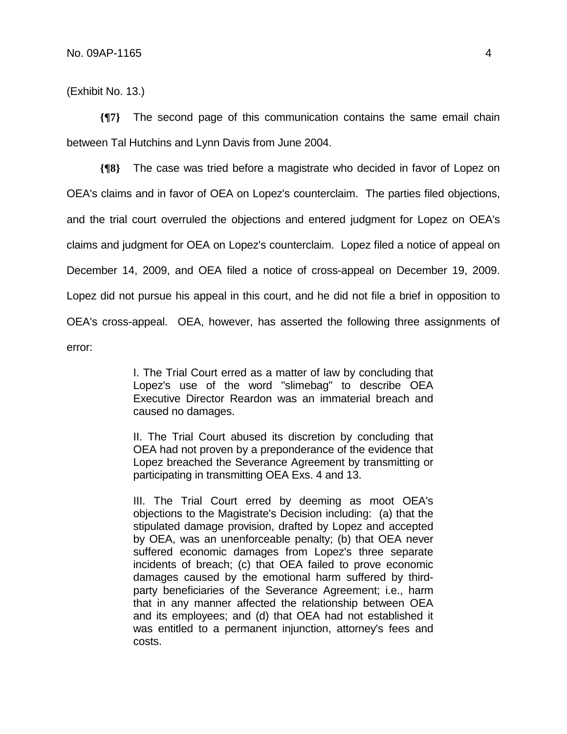(Exhibit No. 13.)

**{¶7}** The second page of this communication contains the same email chain between Tal Hutchins and Lynn Davis from June 2004.

**{¶8}** The case was tried before a magistrate who decided in favor of Lopez on OEA's claims and in favor of OEA on Lopez's counterclaim. The parties filed objections, and the trial court overruled the objections and entered judgment for Lopez on OEA's claims and judgment for OEA on Lopez's counterclaim. Lopez filed a notice of appeal on December 14, 2009, and OEA filed a notice of cross-appeal on December 19, 2009. Lopez did not pursue his appeal in this court, and he did not file a brief in opposition to OEA's cross-appeal. OEA, however, has asserted the following three assignments of error:

> I. The Trial Court erred as a matter of law by concluding that Lopez's use of the word "slimebag" to describe OEA Executive Director Reardon was an immaterial breach and caused no damages.
>
> II. The Trial Court abused its discretion by concluding that OEA had not proven by a preponderance of the evidence that Lopez breached the Severance Agreement by transmitting or participating in transmitting OEA Exs. 4 and 13.
>
> III. The Trial Court erred by deeming as moot OEA's objections to the Magistrate's Decision including: (a) that the stipulated damage provision, drafted by Lopez and accepted by OEA, was an unenforceable penalty; (b) that OEA never suffered economic damages from Lopez's three separate incidents of breach; (c) that OEA failed to prove economic damages caused by the emotional harm suffered by third-party beneficiaries of the Severance Agreement; i.e., harm that in any manner affected the relationship between OEA and its employees; and (d) that OEA had not established it was entitled to a permanent injunction, attorney's fees and costs.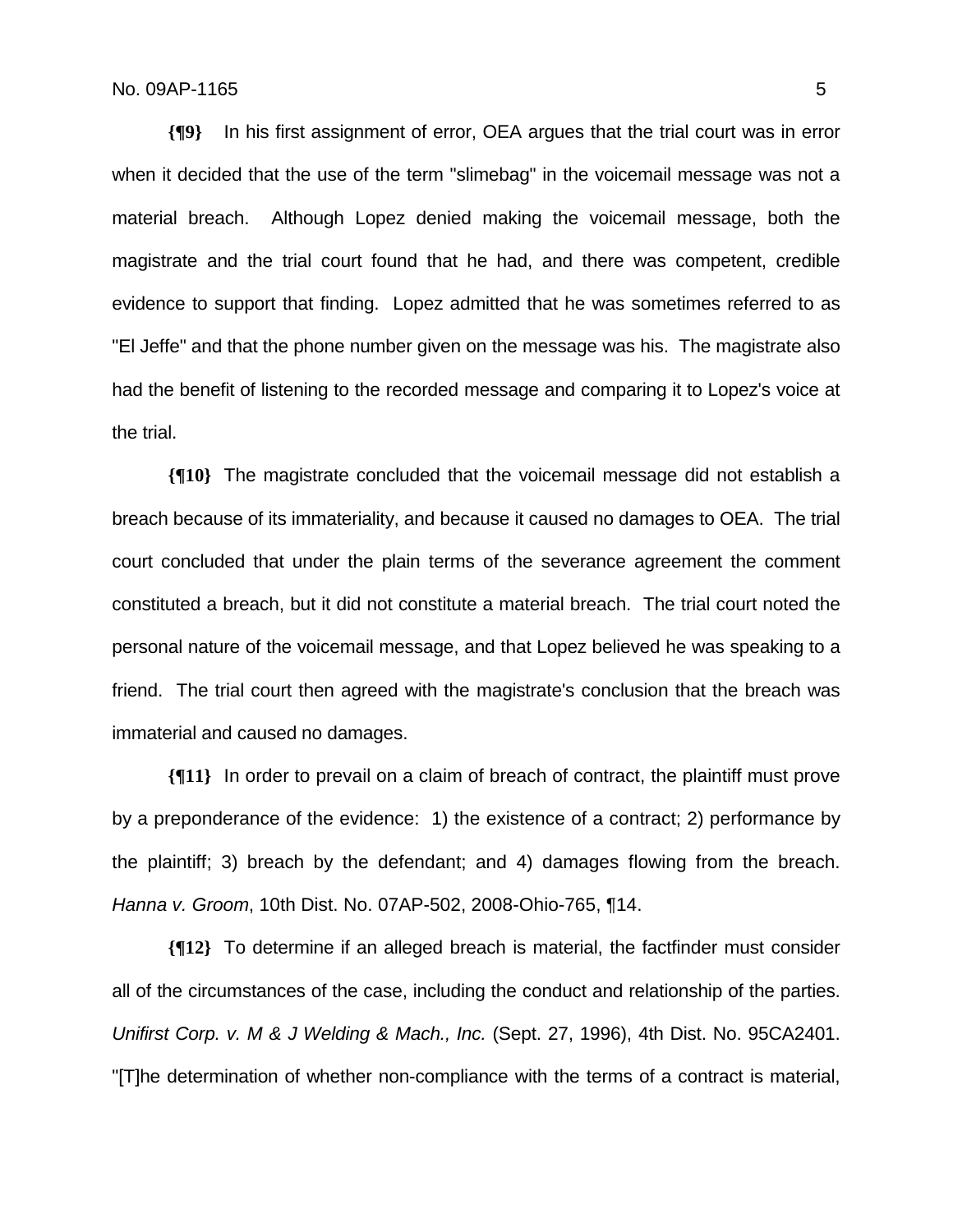**{¶9}** In his first assignment of error, OEA argues that the trial court was in error when it decided that the use of the term "slimebag" in the voicemail message was not a material breach. Although Lopez denied making the voicemail message, both the magistrate and the trial court found that he had, and there was competent, credible evidence to support that finding. Lopez admitted that he was sometimes referred to as "El Jeffe" and that the phone number given on the message was his. The magistrate also had the benefit of listening to the recorded message and comparing it to Lopez's voice at the trial.

**{¶10}** The magistrate concluded that the voicemail message did not establish a breach because of its immateriality, and because it caused no damages to OEA. The trial court concluded that under the plain terms of the severance agreement the comment constituted a breach, but it did not constitute a material breach. The trial court noted the personal nature of the voicemail message, and that Lopez believed he was speaking to a friend. The trial court then agreed with the magistrate's conclusion that the breach was immaterial and caused no damages.

**{¶11}** In order to prevail on a claim of breach of contract, the plaintiff must prove by a preponderance of the evidence: 1) the existence of a contract; 2) performance by the plaintiff; 3) breach by the defendant; and 4) damages flowing from the breach. *Hanna v. Groom*, 10th Dist. No. 07AP-502, 2008-Ohio-765, ¶14.

**{¶12}** To determine if an alleged breach is material, the factfinder must consider all of the circumstances of the case, including the conduct and relationship of the parties. *Unifirst Corp. v. M & J Welding & Mach., Inc.* (Sept. 27, 1996), 4th Dist. No. 95CA2401. "[T]he determination of whether non-compliance with the terms of a contract is material,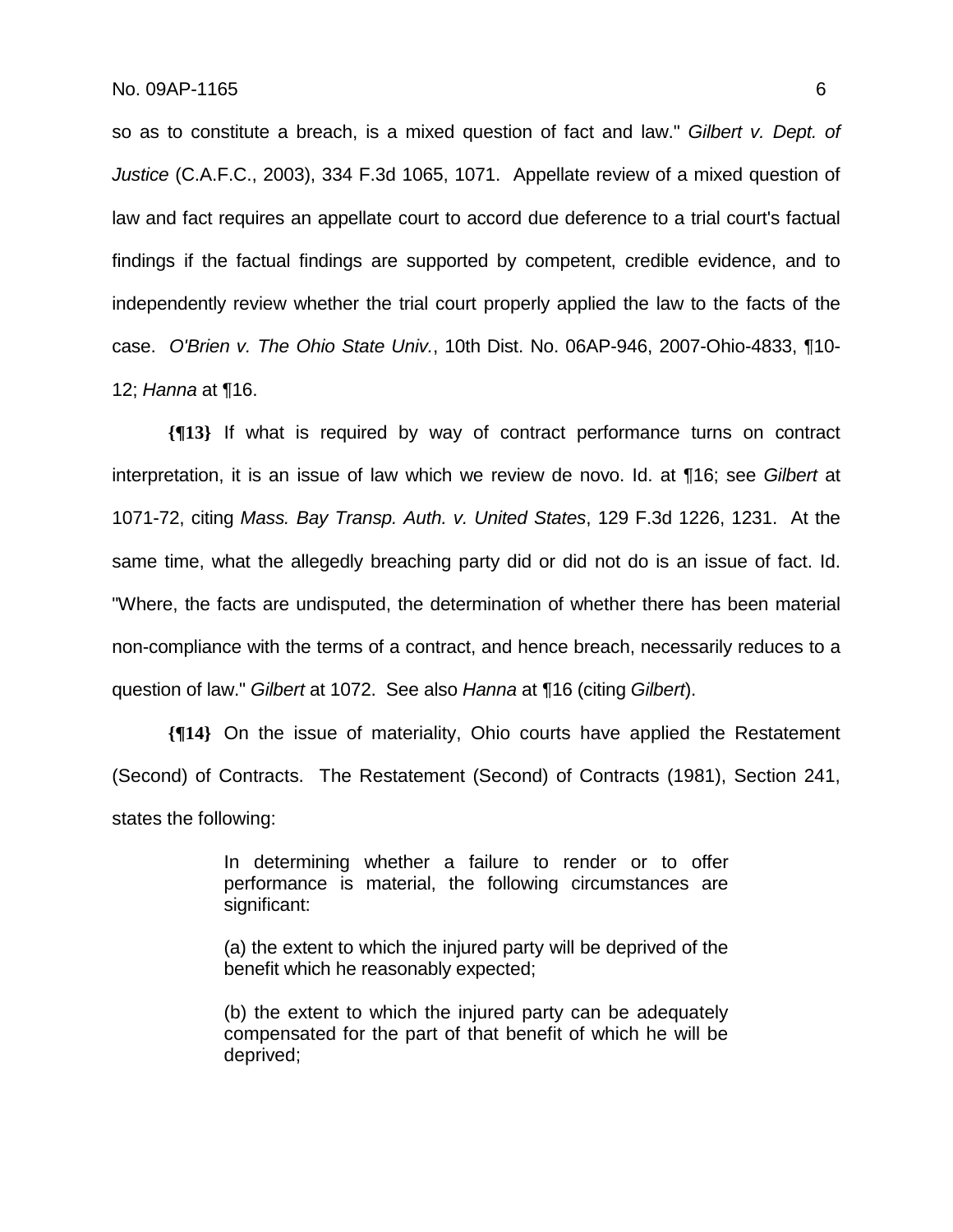so as to constitute a breach, is a mixed question of fact and law." *Gilbert v. Dept. of Justice* (C.A.F.C., 2003), 334 F.3d 1065, 1071. Appellate review of a mixed question of law and fact requires an appellate court to accord due deference to a trial court's factual findings if the factual findings are supported by competent, credible evidence, and to independently review whether the trial court properly applied the law to the facts of the case. *O'Brien v. The Ohio State Univ.*, 10th Dist. No. 06AP-946, 2007-Ohio-4833, ¶10-12; *Hanna* at ¶16.

**{¶13}** If what is required by way of contract performance turns on contract interpretation, it is an issue of law which we review de novo. Id. at ¶16; see *Gilbert* at 1071-72, citing *Mass. Bay Transp. Auth. v. United States*, 129 F.3d 1226, 1231. At the same time, what the allegedly breaching party did or did not do is an issue of fact. Id. "Where, the facts are undisputed, the determination of whether there has been material non-compliance with the terms of a contract, and hence breach, necessarily reduces to a question of law." *Gilbert* at 1072. See also *Hanna* at ¶16 (citing *Gilbert*).

**{¶14}** On the issue of materiality, Ohio courts have applied the Restatement (Second) of Contracts. The Restatement (Second) of Contracts (1981), Section 241, states the following:

> In determining whether a failure to render or to offer performance is material, the following circumstances are significant:
>
> (a) the extent to which the injured party will be deprived of the benefit which he reasonably expected;
>
> (b) the extent to which the injured party can be adequately compensated for the part of that benefit of which he will be deprived;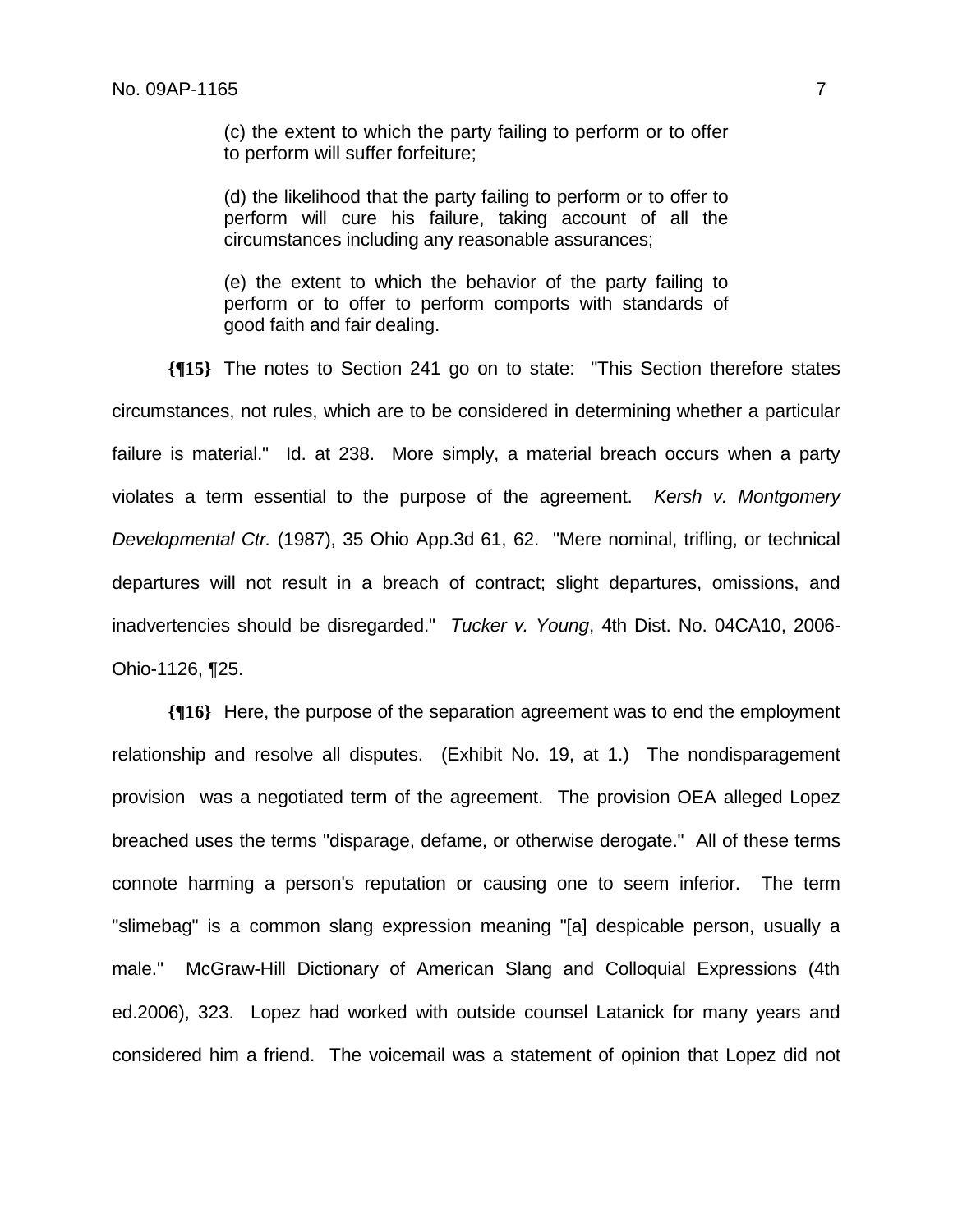> (c) the extent to which the party failing to perform or to offer to perform will suffer forfeiture;
>
> (d) the likelihood that the party failing to perform or to offer to perform will cure his failure, taking account of all the circumstances including any reasonable assurances;
>
> (e) the extent to which the behavior of the party failing to perform or to offer to perform comports with standards of good faith and fair dealing.

**{¶15}** The notes to Section 241 go on to state: "This Section therefore states circumstances, not rules, which are to be considered in determining whether a particular failure is material." Id. at 238. More simply, a material breach occurs when a party violates a term essential to the purpose of the agreement. *Kersh v. Montgomery Developmental Ctr.* (1987), 35 Ohio App.3d 61, 62. "Mere nominal, trifling, or technical departures will not result in a breach of contract; slight departures, omissions, and inadvertencies should be disregarded." *Tucker v. Young*, 4th Dist. No. 04CA10, 2006-Ohio-1126, ¶25.

**{¶16}** Here, the purpose of the separation agreement was to end the employment relationship and resolve all disputes. (Exhibit No. 19, at 1.) The nondisparagement provision was a negotiated term of the agreement. The provision OEA alleged Lopez breached uses the terms "disparage, defame, or otherwise derogate." All of these terms connote harming a person's reputation or causing one to seem inferior. The term "slimebag" is a common slang expression meaning "[a] despicable person, usually a male." McGraw-Hill Dictionary of American Slang and Colloquial Expressions (4th ed.2006), 323. Lopez had worked with outside counsel Latanick for many years and considered him a friend. The voicemail was a statement of opinion that Lopez did not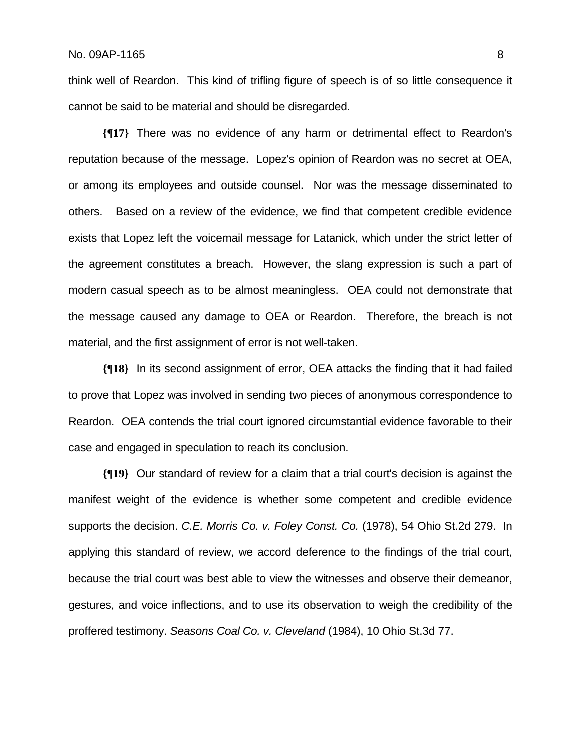think well of Reardon. This kind of trifling figure of speech is of so little consequence it cannot be said to be material and should be disregarded.

**{¶17}** There was no evidence of any harm or detrimental effect to Reardon's reputation because of the message. Lopez's opinion of Reardon was no secret at OEA, or among its employees and outside counsel. Nor was the message disseminated to others. Based on a review of the evidence, we find that competent credible evidence exists that Lopez left the voicemail message for Latanick, which under the strict letter of the agreement constitutes a breach. However, the slang expression is such a part of modern casual speech as to be almost meaningless. OEA could not demonstrate that the message caused any damage to OEA or Reardon. Therefore, the breach is not material, and the first assignment of error is not well-taken.

**{¶18}** In its second assignment of error, OEA attacks the finding that it had failed to prove that Lopez was involved in sending two pieces of anonymous correspondence to Reardon. OEA contends the trial court ignored circumstantial evidence favorable to their case and engaged in speculation to reach its conclusion.

**{¶19}** Our standard of review for a claim that a trial court's decision is against the manifest weight of the evidence is whether some competent and credible evidence supports the decision. *C.E. Morris Co. v. Foley Const. Co.* (1978), 54 Ohio St.2d 279. In applying this standard of review, we accord deference to the findings of the trial court, because the trial court was best able to view the witnesses and observe their demeanor, gestures, and voice inflections, and to use its observation to weigh the credibility of the proffered testimony. *Seasons Coal Co. v. Cleveland* (1984), 10 Ohio St.3d 77.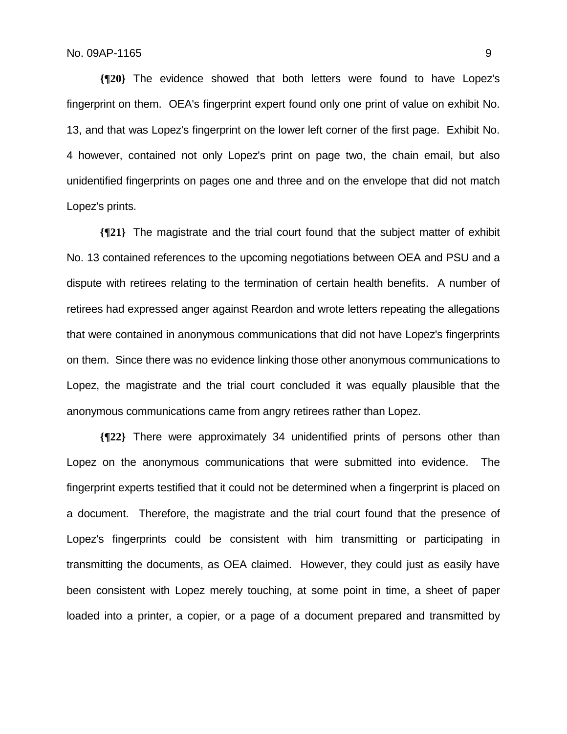**{¶20}** The evidence showed that both letters were found to have Lopez's fingerprint on them. OEA's fingerprint expert found only one print of value on exhibit No. 13, and that was Lopez's fingerprint on the lower left corner of the first page. Exhibit No. 4 however, contained not only Lopez's print on page two, the chain email, but also unidentified fingerprints on pages one and three and on the envelope that did not match Lopez's prints.

**{¶21}** The magistrate and the trial court found that the subject matter of exhibit No. 13 contained references to the upcoming negotiations between OEA and PSU and a dispute with retirees relating to the termination of certain health benefits. A number of retirees had expressed anger against Reardon and wrote letters repeating the allegations that were contained in anonymous communications that did not have Lopez's fingerprints on them. Since there was no evidence linking those other anonymous communications to Lopez, the magistrate and the trial court concluded it was equally plausible that the anonymous communications came from angry retirees rather than Lopez.

**{¶22}** There were approximately 34 unidentified prints of persons other than Lopez on the anonymous communications that were submitted into evidence. The fingerprint experts testified that it could not be determined when a fingerprint is placed on a document. Therefore, the magistrate and the trial court found that the presence of Lopez's fingerprints could be consistent with him transmitting or participating in transmitting the documents, as OEA claimed. However, they could just as easily have been consistent with Lopez merely touching, at some point in time, a sheet of paper loaded into a printer, a copier, or a page of a document prepared and transmitted by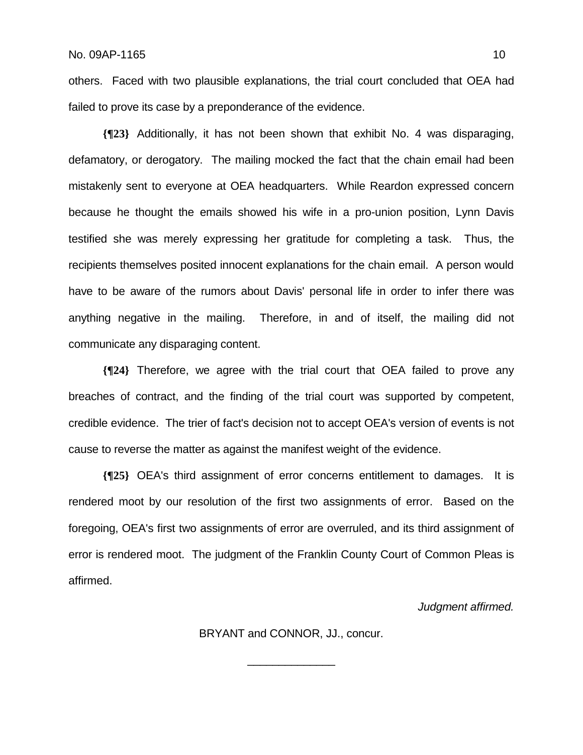others. Faced with two plausible explanations, the trial court concluded that OEA had failed to prove its case by a preponderance of the evidence.

**{¶23}** Additionally, it has not been shown that exhibit No. 4 was disparaging, defamatory, or derogatory. The mailing mocked the fact that the chain email had been mistakenly sent to everyone at OEA headquarters. While Reardon expressed concern because he thought the emails showed his wife in a pro-union position, Lynn Davis testified she was merely expressing her gratitude for completing a task. Thus, the recipients themselves posited innocent explanations for the chain email. A person would have to be aware of the rumors about Davis' personal life in order to infer there was anything negative in the mailing. Therefore, in and of itself, the mailing did not communicate any disparaging content.

**{¶24}** Therefore, we agree with the trial court that OEA failed to prove any breaches of contract, and the finding of the trial court was supported by competent, credible evidence. The trier of fact's decision not to accept OEA's version of events is not cause to reverse the matter as against the manifest weight of the evidence.

**{¶25}** OEA's third assignment of error concerns entitlement to damages. It is rendered moot by our resolution of the first two assignments of error. Based on the foregoing, OEA's first two assignments of error are overruled, and its third assignment of error is rendered moot. The judgment of the Franklin County Court of Common Pleas is affirmed.

*Judgment affirmed.*

BRYANT and CONNOR, JJ., concur.

______________